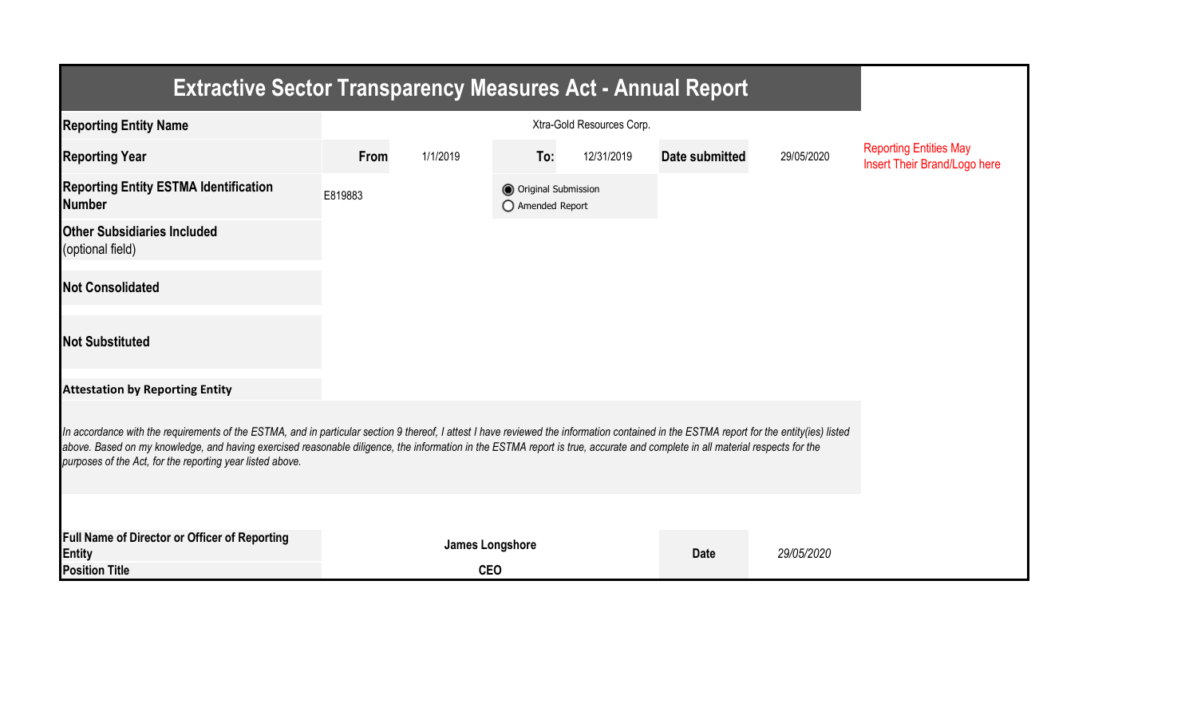# Extractive Sector Transparency Measures Act - Annual Report

| | | | | | | | |
|---|---|---|---|---|---|---|---|
| **Reporting Entity Name** | Xtra-Gold Resources Corp. | | | | | | Reporting Entities May Insert Their Brand/Logo here |
| **Reporting Year** | **From** | 1/1/2019 | **To:** | 12/31/2019 | **Date submitted** | 29/05/2020 | |
| **Reporting Entity ESTMA Identification Number** | E819883 | | ◉ Original Submission ◯ Amended Report | | | | |
| **Other Subsidiaries Included** (optional field) | | | | | | | |
| **Not Consolidated** | | | | | | | |
| **Not Substituted** | | | | | | | |

**Attestation by Reporting Entity**

*In accordance with the requirements of the ESTMA, and in particular section 9 thereof, I attest I have reviewed the information contained in the ESTMA report for the entity(ies) listed above. Based on my knowledge, and having exercised reasonable diligence, the information in the ESTMA report is true, accurate and complete in all material respects for the purposes of the Act, for the reporting year listed above.*

| | | | |
|---|---|---|---|
| **Full Name of Director or Officer of Reporting Entity** | **James Longshore** | **Date** | *29/05/2020* |
| **Position Title** | **CEO** | | |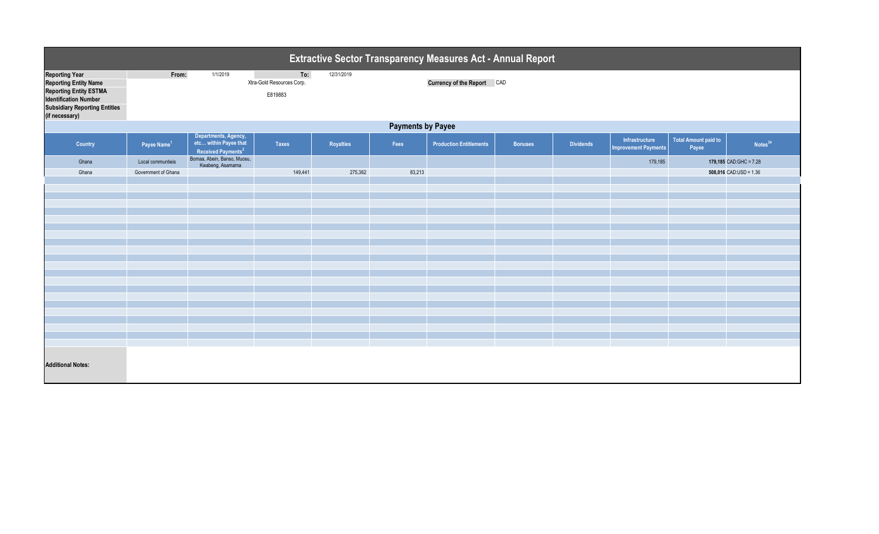# Extractive Sector Transparency Measures Act - Annual Report

| | | | | |
|---|---|---|---|---|
| **Reporting Year** | From: | 1/1/2019 | To: | 12/31/2019 |
| **Reporting Entity Name** | | Xtra-Gold Resources Corp. | | |
| **Reporting Entity ESTMA Identification Number** | | E819883 | | |
| **Subsidiary Reporting Entities (if necessary)** | | | | |

**Currency of the Report** CAD

## Payments by Payee

| Country | Payee Name[1] | Departments, Agency, etc… within Payee that Received Payments[2] | Taxes | Royalties | Fees | Production Entitlements | Bonuses | Dividends | Infrastructure Improvement Payments | Total Amount paid to Payee | Notes[34] |
|---|---|---|---|---|---|---|---|---|---|---|---|
| Ghana | Local communtieis | Bomaa, Abein, Banso, Muosu, Kwabeng, Asamama | | | | | | | 179,185 | **179,185** | CAD:GHC = 7.28 |
| Ghana | Government of Ghana | | 149,441 | 275,362 | 83,213 | | | | | **508,016** | CAD:USD = 1.36 |

**Additional Notes:**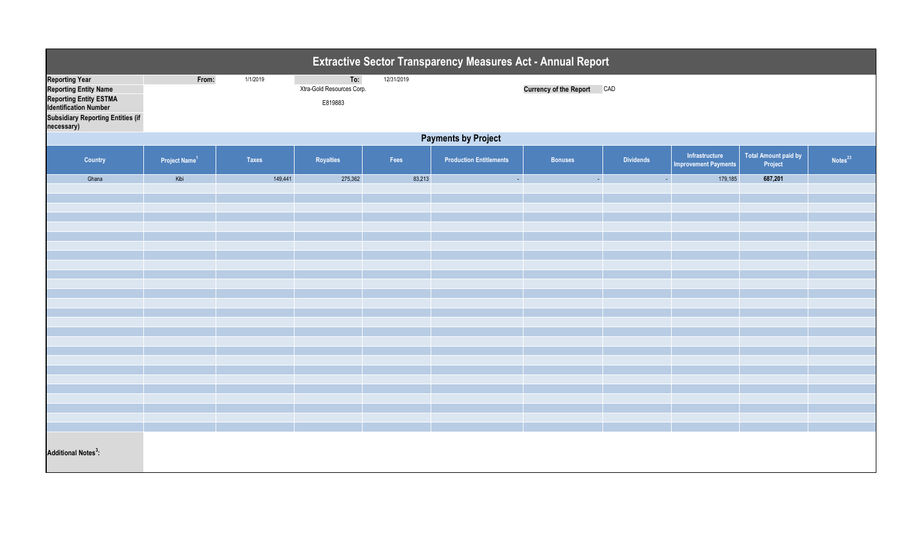# Extractive Sector Transparency Measures Act - Annual Report

| | | | | | | | |
|---|---|---|---|---|---|---|---|
| **Reporting Year** | **From:** | 1/1/2019 | **To:** | 12/31/2019 | | | |
| **Reporting Entity Name** | | | Xtra-Gold Resources Corp. | | **Currency of the Report** | CAD | |
| **Reporting Entity ESTMA Identification Number** | | | E819883 | | | | |
| **Subsidiary Reporting Entities (if necessary)** | | | | | | | |

## Payments by Project

| Country | Project Name[1] | Taxes | Royalties | Fees | Production Entitlements | Bonuses | Dividends | Infrastructure Improvement Payments | Total Amount paid by Project | Notes[23] |
|---|---|---|---|---|---|---|---|---|---|---|
| Ghana | Kibi | 149,441 | 275,362 | 83,213 | - | - | - | 179,185 | **687,201** | |

**Additional Notes[3]:**